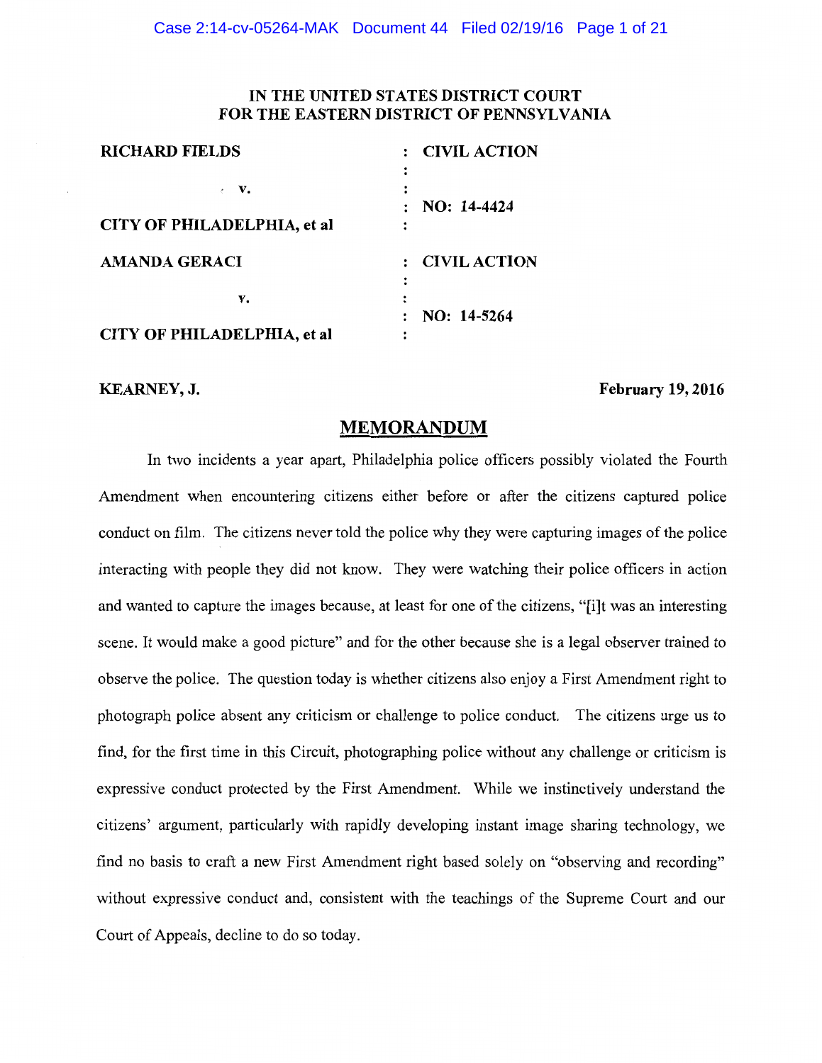**IN THE UNITED STATES DISTRICT COURT**
**FOR THE EASTERN DISTRICT OF PENNSYLVANIA**

| | | |
|---|---|---|
| **RICHARD FIELDS** | : | **CIVIL ACTION** |
| **v.** | : | **NO: 14-4424** |
| **CITY OF PHILADELPHIA, et al** | : | |
| **AMANDA GERACI** | : | **CIVIL ACTION** |
| **v.** | : | **NO: 14-5264** |
| **CITY OF PHILADELPHIA, et al** | : | |

**KEARNEY, J.** **February 19, 2016**

## MEMORANDUM

In two incidents a year apart, Philadelphia police officers possibly violated the Fourth Amendment when encountering citizens either before or after the citizens captured police conduct on film. The citizens never told the police why they were capturing images of the police interacting with people they did not know. They were watching their police officers in action and wanted to capture the images because, at least for one of the citizens, "[i]t was an interesting scene. It would make a good picture" and for the other because she is a legal observer trained to observe the police. The question today is whether citizens also enjoy a First Amendment right to photograph police absent any criticism or challenge to police conduct. The citizens urge us to find, for the first time in this Circuit, photographing police without any challenge or criticism is expressive conduct protected by the First Amendment. While we instinctively understand the citizens' argument, particularly with rapidly developing instant image sharing technology, we find no basis to craft a new First Amendment right based solely on "observing and recording" without expressive conduct and, consistent with the teachings of the Supreme Court and our Court of Appeals, decline to do so today.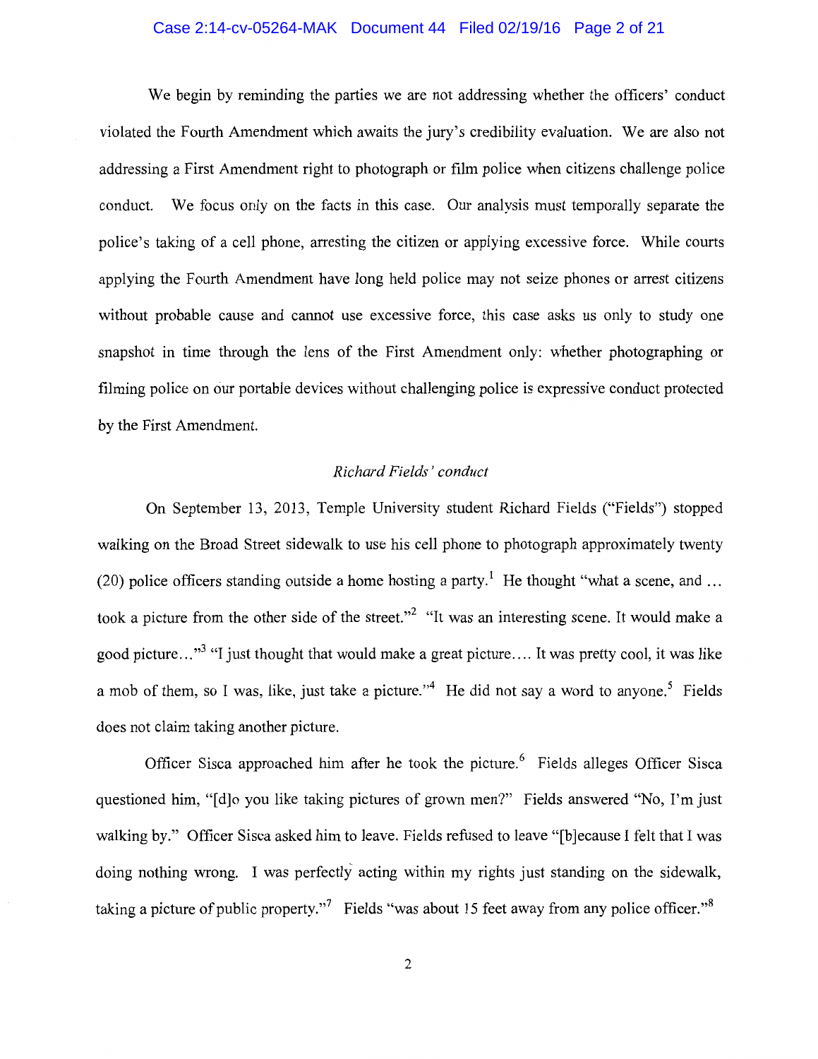We begin by reminding the parties we are not addressing whether the officers' conduct violated the Fourth Amendment which awaits the jury's credibility evaluation. We are also not addressing a First Amendment right to photograph or film police when citizens challenge police conduct. We focus only on the facts in this case. Our analysis must temporally separate the police's taking of a cell phone, arresting the citizen or applying excessive force. While courts applying the Fourth Amendment have long held police may not seize phones or arrest citizens without probable cause and cannot use excessive force, this case asks us only to study one snapshot in time through the lens of the First Amendment only: whether photographing or filming police on our portable devices without challenging police is expressive conduct protected by the First Amendment.

*Richard Fields' conduct*

On September 13, 2013, Temple University student Richard Fields ("Fields") stopped walking on the Broad Street sidewalk to use his cell phone to photograph approximately twenty (20) police officers standing outside a home hosting a party.[1] He thought "what a scene, and ... took a picture from the other side of the street."[2] "It was an interesting scene. It would make a good picture…"[3] "I just thought that would make a great picture…. It was pretty cool, it was like a mob of them, so I was, like, just take a picture."[4] He did not say a word to anyone.[5] Fields does not claim taking another picture.

Officer Sisca approached him after he took the picture.[6] Fields alleges Officer Sisca questioned him, "[d]o you like taking pictures of grown men?" Fields answered "No, I'm just walking by." Officer Sisca asked him to leave. Fields refused to leave "[b]ecause I felt that I was doing nothing wrong. I was perfectly acting within my rights just standing on the sidewalk, taking a picture of public property."[7] Fields "was about 15 feet away from any police officer."[8]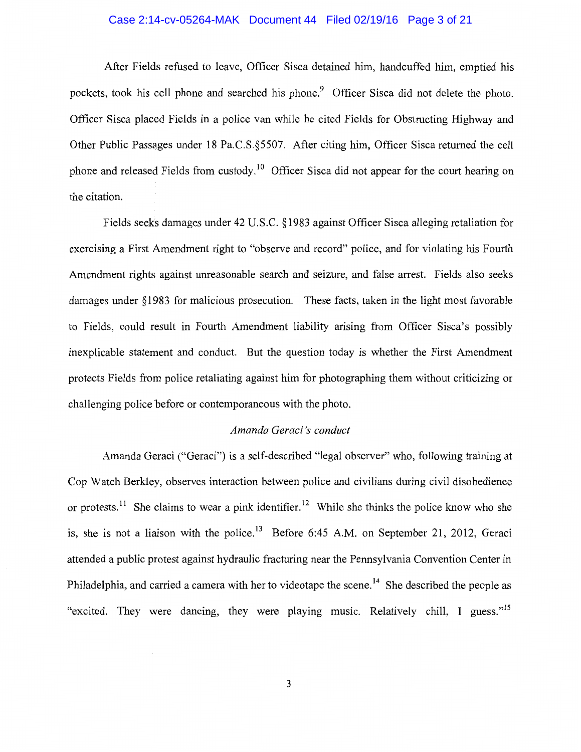After Fields refused to leave, Officer Sisca detained him, handcuffed him, emptied his pockets, took his cell phone and searched his phone.[9] Officer Sisca did not delete the photo. Officer Sisca placed Fields in a police van while he cited Fields for Obstructing Highway and Other Public Passages under 18 Pa.C.S.§5507. After citing him, Officer Sisca returned the cell phone and released Fields from custody.[10] Officer Sisca did not appear for the court hearing on the citation.

Fields seeks damages under 42 U.S.C. §1983 against Officer Sisca alleging retaliation for exercising a First Amendment right to "observe and record" police, and for violating his Fourth Amendment rights against unreasonable search and seizure, and false arrest. Fields also seeks damages under §1983 for malicious prosecution. These facts, taken in the light most favorable to Fields, could result in Fourth Amendment liability arising from Officer Sisca's possibly inexplicable statement and conduct. But the question today is whether the First Amendment protects Fields from police retaliating against him for photographing them without criticizing or challenging police before or contemporaneous with the photo.

*Amanda Geraci's conduct*

Amanda Geraci ("Geraci") is a self-described "legal observer" who, following training at Cop Watch Berkley, observes interaction between police and civilians during civil disobedience or protests.[11] She claims to wear a pink identifier.[12] While she thinks the police know who she is, she is not a liaison with the police.[13] Before 6:45 A.M. on September 21, 2012, Geraci attended a public protest against hydraulic fracturing near the Pennsylvania Convention Center in Philadelphia, and carried a camera with her to videotape the scene.[14] She described the people as "excited. They were dancing, they were playing music. Relatively chill, I guess."[15]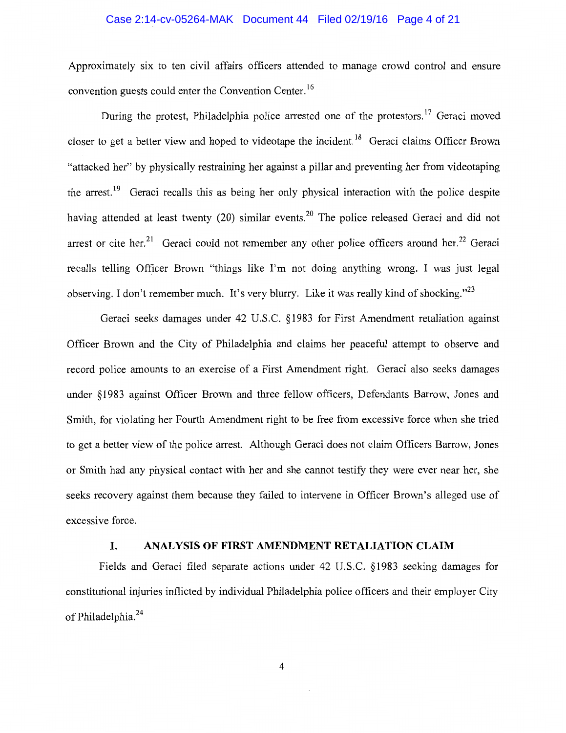Approximately six to ten civil affairs officers attended to manage crowd control and ensure convention guests could enter the Convention Center.[16]

During the protest, Philadelphia police arrested one of the protestors.[17] Geraci moved closer to get a better view and hoped to videotape the incident.[18] Geraci claims Officer Brown "attacked her" by physically restraining her against a pillar and preventing her from videotaping the arrest.[19] Geraci recalls this as being her only physical interaction with the police despite having attended at least twenty (20) similar events.[20] The police released Geraci and did not arrest or cite her.[21] Geraci could not remember any other police officers around her.[22] Geraci recalls telling Officer Brown "things like I'm not doing anything wrong. I was just legal observing. I don't remember much. It's very blurry. Like it was really kind of shocking."[23]

Geraci seeks damages under 42 U.S.C. §1983 for First Amendment retaliation against Officer Brown and the City of Philadelphia and claims her peaceful attempt to observe and record police amounts to an exercise of a First Amendment right. Geraci also seeks damages under §1983 against Officer Brown and three fellow officers, Defendants Barrow, Jones and Smith, for violating her Fourth Amendment right to be free from excessive force when she tried to get a better view of the police arrest. Although Geraci does not claim Officers Barrow, Jones or Smith had any physical contact with her and she cannot testify they were ever near her, she seeks recovery against them because they failed to intervene in Officer Brown's alleged use of excessive force.

## I. ANALYSIS OF FIRST AMENDMENT RETALIATION CLAIM

Fields and Geraci filed separate actions under 42 U.S.C. §1983 seeking damages for constitutional injuries inflicted by individual Philadelphia police officers and their employer City of Philadelphia.[24]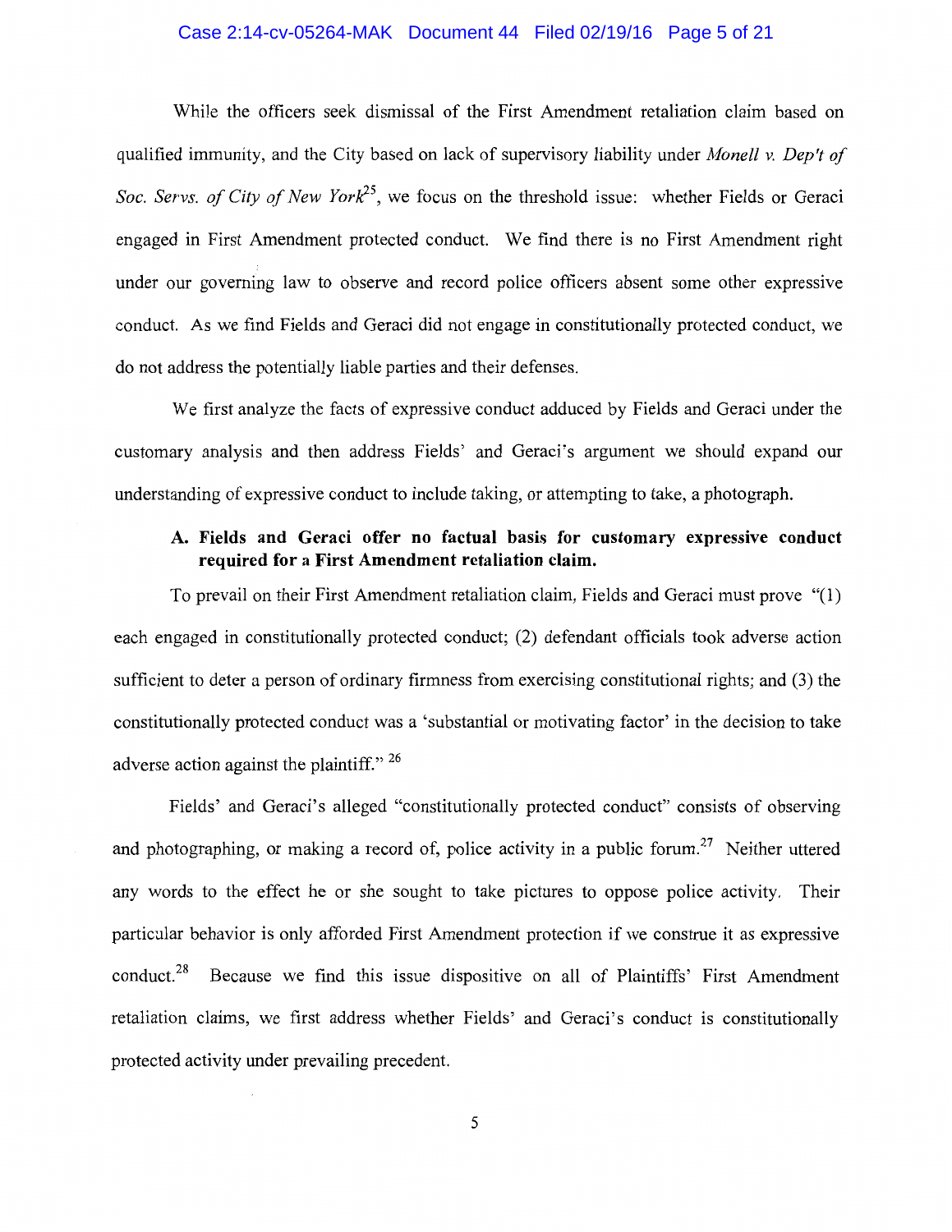While the officers seek dismissal of the First Amendment retaliation claim based on qualified immunity, and the City based on lack of supervisory liability under *Monell v. Dep't of Soc. Servs. of City of New York*[25], we focus on the threshold issue: whether Fields or Geraci engaged in First Amendment protected conduct. We find there is no First Amendment right under our governing law to observe and record police officers absent some other expressive conduct. As we find Fields and Geraci did not engage in constitutionally protected conduct, we do not address the potentially liable parties and their defenses.

We first analyze the facts of expressive conduct adduced by Fields and Geraci under the customary analysis and then address Fields' and Geraci's argument we should expand our understanding of expressive conduct to include taking, or attempting to take, a photograph.

**A. Fields and Geraci offer no factual basis for customary expressive conduct required for a First Amendment retaliation claim.**

To prevail on their First Amendment retaliation claim, Fields and Geraci must prove "(1) each engaged in constitutionally protected conduct; (2) defendant officials took adverse action sufficient to deter a person of ordinary firmness from exercising constitutional rights; and (3) the constitutionally protected conduct was a 'substantial or motivating factor' in the decision to take adverse action against the plaintiff." [26]

Fields' and Geraci's alleged "constitutionally protected conduct" consists of observing and photographing, or making a record of, police activity in a public forum.[27] Neither uttered any words to the effect he or she sought to take pictures to oppose police activity. Their particular behavior is only afforded First Amendment protection if we construe it as expressive conduct.[28] Because we find this issue dispositive on all of Plaintiffs' First Amendment retaliation claims, we first address whether Fields' and Geraci's conduct is constitutionally protected activity under prevailing precedent.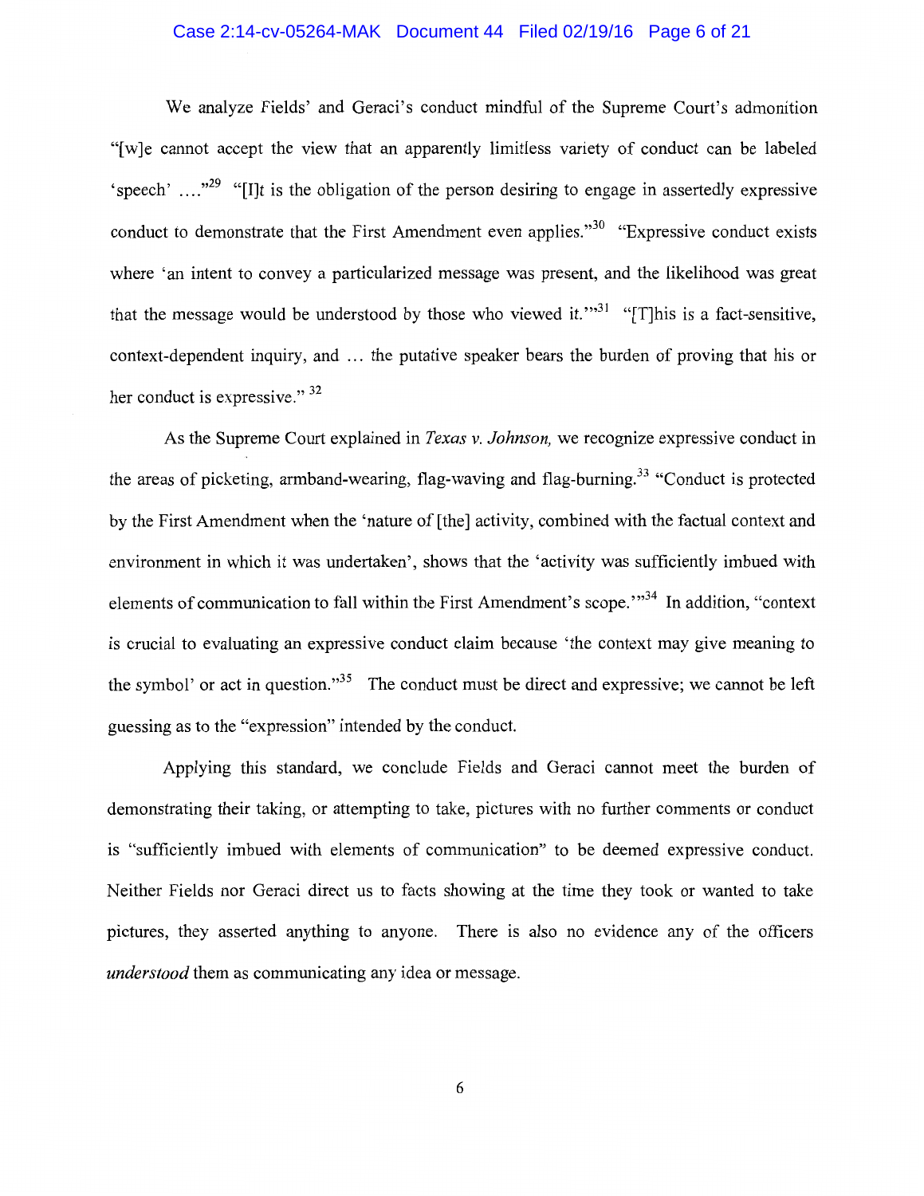We analyze Fields' and Geraci's conduct mindful of the Supreme Court's admonition "[w]e cannot accept the view that an apparently limitless variety of conduct can be labeled 'speech' ...."[29] "[I]t is the obligation of the person desiring to engage in assertedly expressive conduct to demonstrate that the First Amendment even applies."[30] "Expressive conduct exists where 'an intent to convey a particularized message was present, and the likelihood was great that the message would be understood by those who viewed it.'"[31] "[T]his is a fact-sensitive, context-dependent inquiry, and ... the putative speaker bears the burden of proving that his or her conduct is expressive."[32]

As the Supreme Court explained in *Texas v. Johnson,* we recognize expressive conduct in the areas of picketing, armband-wearing, flag-waving and flag-burning.[33] "Conduct is protected by the First Amendment when the 'nature of [the] activity, combined with the factual context and environment in which it was undertaken', shows that the 'activity was sufficiently imbued with elements of communication to fall within the First Amendment's scope.'"[34] In addition, "context is crucial to evaluating an expressive conduct claim because 'the context may give meaning to the symbol' or act in question."[35] The conduct must be direct and expressive; we cannot be left guessing as to the "expression" intended by the conduct.

Applying this standard, we conclude Fields and Geraci cannot meet the burden of demonstrating their taking, or attempting to take, pictures with no further comments or conduct is "sufficiently imbued with elements of communication" to be deemed expressive conduct. Neither Fields nor Geraci direct us to facts showing at the time they took or wanted to take pictures, they asserted anything to anyone. There is also no evidence any of the officers *understood* them as communicating any idea or message.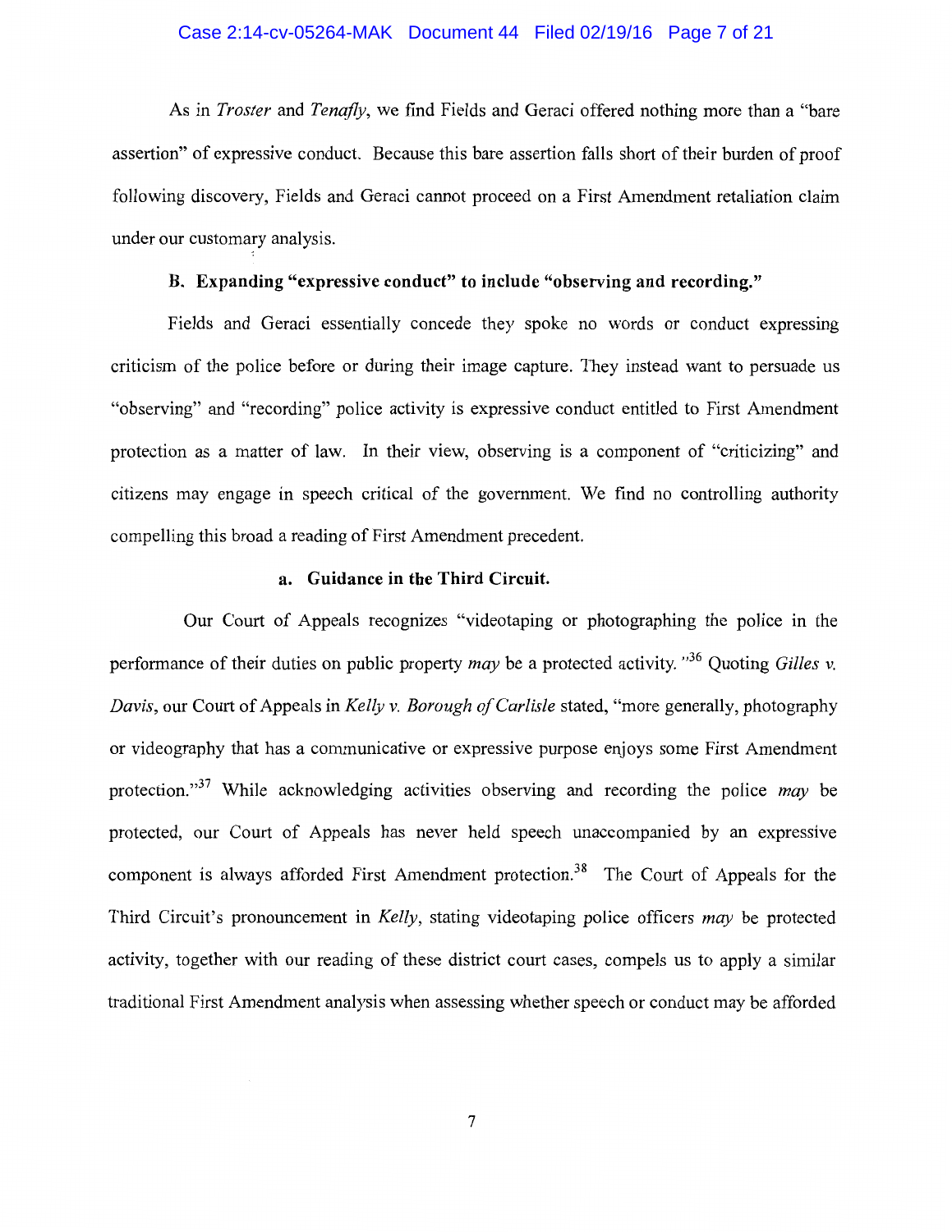As in *Troster* and *Tenafly*, we find Fields and Geraci offered nothing more than a "bare assertion" of expressive conduct. Because this bare assertion falls short of their burden of proof following discovery, Fields and Geraci cannot proceed on a First Amendment retaliation claim under our customary analysis.

**B. Expanding "expressive conduct" to include "observing and recording."**

Fields and Geraci essentially concede they spoke no words or conduct expressing criticism of the police before or during their image capture. They instead want to persuade us "observing" and "recording" police activity is expressive conduct entitled to First Amendment protection as a matter of law. In their view, observing is a component of "criticizing" and citizens may engage in speech critical of the government. We find no controlling authority compelling this broad a reading of First Amendment precedent.

**a. Guidance in the Third Circuit.**

Our Court of Appeals recognizes "videotaping or photographing the police in the performance of their duties on public property *may* be a protected activity."[36] Quoting *Gilles v. Davis*, our Court of Appeals in *Kelly v. Borough of Carlisle* stated, "more generally, photography or videography that has a communicative or expressive purpose enjoys some First Amendment protection."[37] While acknowledging activities observing and recording the police *may* be protected, our Court of Appeals has never held speech unaccompanied by an expressive component is always afforded First Amendment protection.[38] The Court of Appeals for the Third Circuit's pronouncement in *Kelly*, stating videotaping police officers *may* be protected activity, together with our reading of these district court cases, compels us to apply a similar traditional First Amendment analysis when assessing whether speech or conduct may be afforded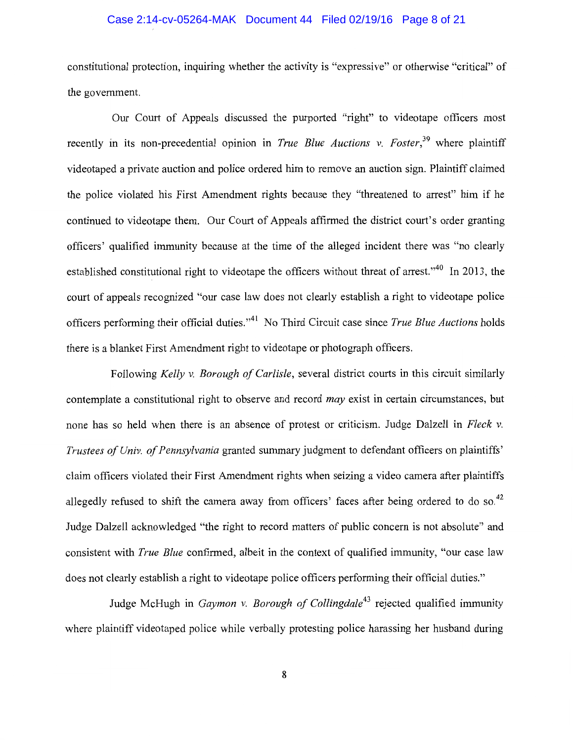constitutional protection, inquiring whether the activity is "expressive" or otherwise "critical" of the government.

Our Court of Appeals discussed the purported "right" to videotape officers most recently in its non-precedential opinion in *True Blue Auctions v. Foster*,[39] where plaintiff videotaped a private auction and police ordered him to remove an auction sign. Plaintiff claimed the police violated his First Amendment rights because they "threatened to arrest" him if he continued to videotape them. Our Court of Appeals affirmed the district court's order granting officers' qualified immunity because at the time of the alleged incident there was "no clearly established constitutional right to videotape the officers without threat of arrest."[40] In 2013, the court of appeals recognized "our case law does not clearly establish a right to videotape police officers performing their official duties."[41] No Third Circuit case since *True Blue Auctions* holds there is a blanket First Amendment right to videotape or photograph officers.

Following *Kelly v. Borough of Carlisle*, several district courts in this circuit similarly contemplate a constitutional right to observe and record *may* exist in certain circumstances, but none has so held when there is an absence of protest or criticism. Judge Dalzell in *Fleck v. Trustees of Univ. of Pennsylvania* granted summary judgment to defendant officers on plaintiffs' claim officers violated their First Amendment rights when seizing a video camera after plaintiffs allegedly refused to shift the camera away from officers' faces after being ordered to do so.[42] Judge Dalzell acknowledged "the right to record matters of public concern is not absolute" and consistent with *True Blue* confirmed, albeit in the context of qualified immunity, "our case law does not clearly establish a right to videotape police officers performing their official duties."

Judge McHugh in *Gaymon v. Borough of Collingdale*[43] rejected qualified immunity where plaintiff videotaped police while verbally protesting police harassing her husband during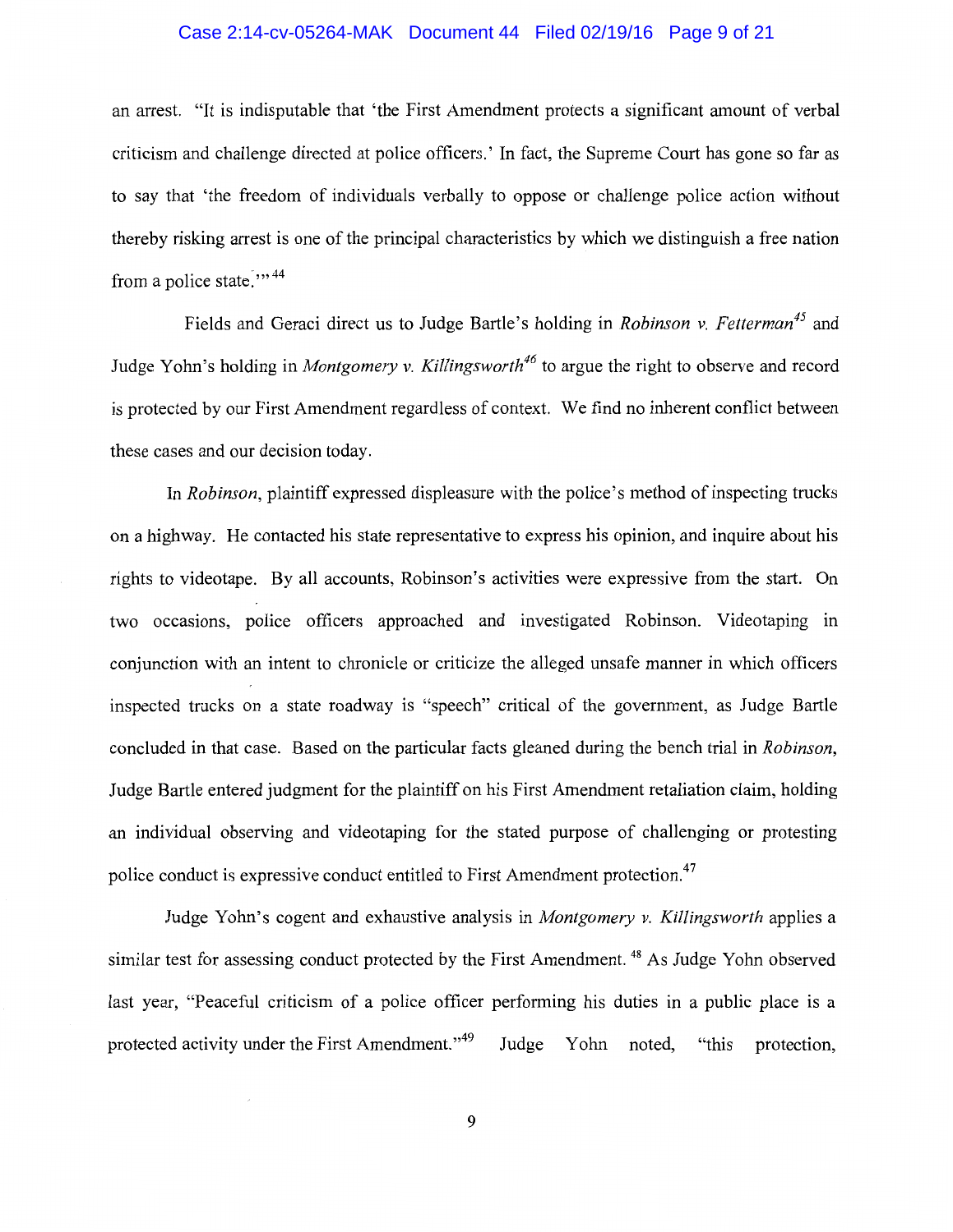an arrest. "It is indisputable that 'the First Amendment protects a significant amount of verbal criticism and challenge directed at police officers.' In fact, the Supreme Court has gone so far as to say that 'the freedom of individuals verbally to oppose or challenge police action without thereby risking arrest is one of the principal characteristics by which we distinguish a free nation from a police state.'"[44]

Fields and Geraci direct us to Judge Bartle's holding in *Robinson v. Fetterman*[45] and Judge Yohn's holding in *Montgomery v. Killingsworth*[46] to argue the right to observe and record is protected by our First Amendment regardless of context. We find no inherent conflict between these cases and our decision today.

In *Robinson*, plaintiff expressed displeasure with the police's method of inspecting trucks on a highway. He contacted his state representative to express his opinion, and inquire about his rights to videotape. By all accounts, Robinson's activities were expressive from the start. On two occasions, police officers approached and investigated Robinson. Videotaping in conjunction with an intent to chronicle or criticize the alleged unsafe manner in which officers inspected trucks on a state roadway is "speech" critical of the government, as Judge Bartle concluded in that case. Based on the particular facts gleaned during the bench trial in *Robinson*, Judge Bartle entered judgment for the plaintiff on his First Amendment retaliation claim, holding an individual observing and videotaping for the stated purpose of challenging or protesting police conduct is expressive conduct entitled to First Amendment protection.[47]

Judge Yohn's cogent and exhaustive analysis in *Montgomery v. Killingsworth* applies a similar test for assessing conduct protected by the First Amendment.[48] As Judge Yohn observed last year, "Peaceful criticism of a police officer performing his duties in a public place is a protected activity under the First Amendment."[49] Judge Yohn noted, "this protection,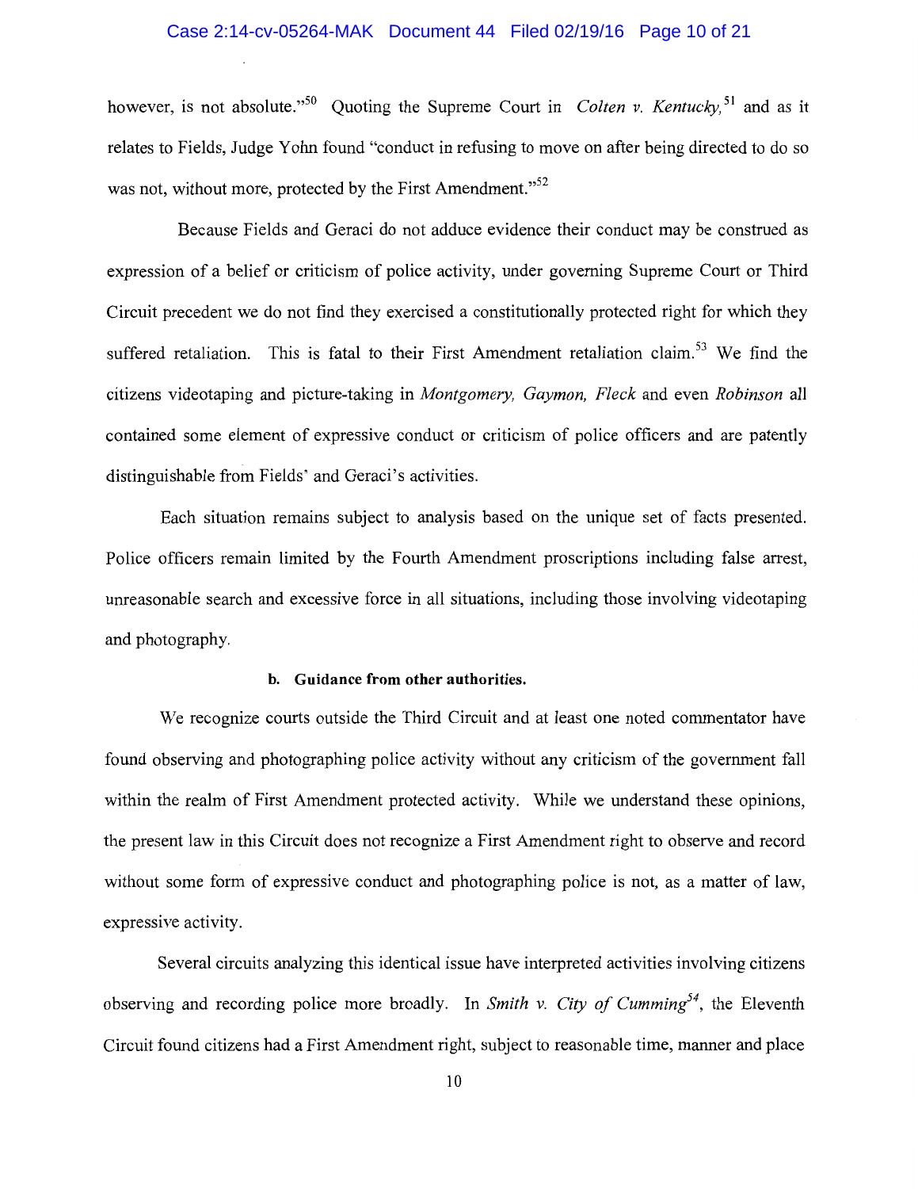however, is not absolute."[50] Quoting the Supreme Court in *Colten v. Kentucky,*[51] and as it relates to Fields, Judge Yohn found "conduct in refusing to move on after being directed to do so was not, without more, protected by the First Amendment."[52]

Because Fields and Geraci do not adduce evidence their conduct may be construed as expression of a belief or criticism of police activity, under governing Supreme Court or Third Circuit precedent we do not find they exercised a constitutionally protected right for which they suffered retaliation. This is fatal to their First Amendment retaliation claim.[53] We find the citizens videotaping and picture-taking in *Montgomery, Gaymon, Fleck* and even *Robinson* all contained some element of expressive conduct or criticism of police officers and are patently distinguishable from Fields' and Geraci's activities.

Each situation remains subject to analysis based on the unique set of facts presented. Police officers remain limited by the Fourth Amendment proscriptions including false arrest, unreasonable search and excessive force in all situations, including those involving videotaping and photography.

**b. Guidance from other authorities.**

We recognize courts outside the Third Circuit and at least one noted commentator have found observing and photographing police activity without any criticism of the government fall within the realm of First Amendment protected activity. While we understand these opinions, the present law in this Circuit does not recognize a First Amendment right to observe and record without some form of expressive conduct and photographing police is not, as a matter of law, expressive activity.

Several circuits analyzing this identical issue have interpreted activities involving citizens observing and recording police more broadly. In *Smith v. City of Cumming*[54], the Eleventh Circuit found citizens had a First Amendment right, subject to reasonable time, manner and place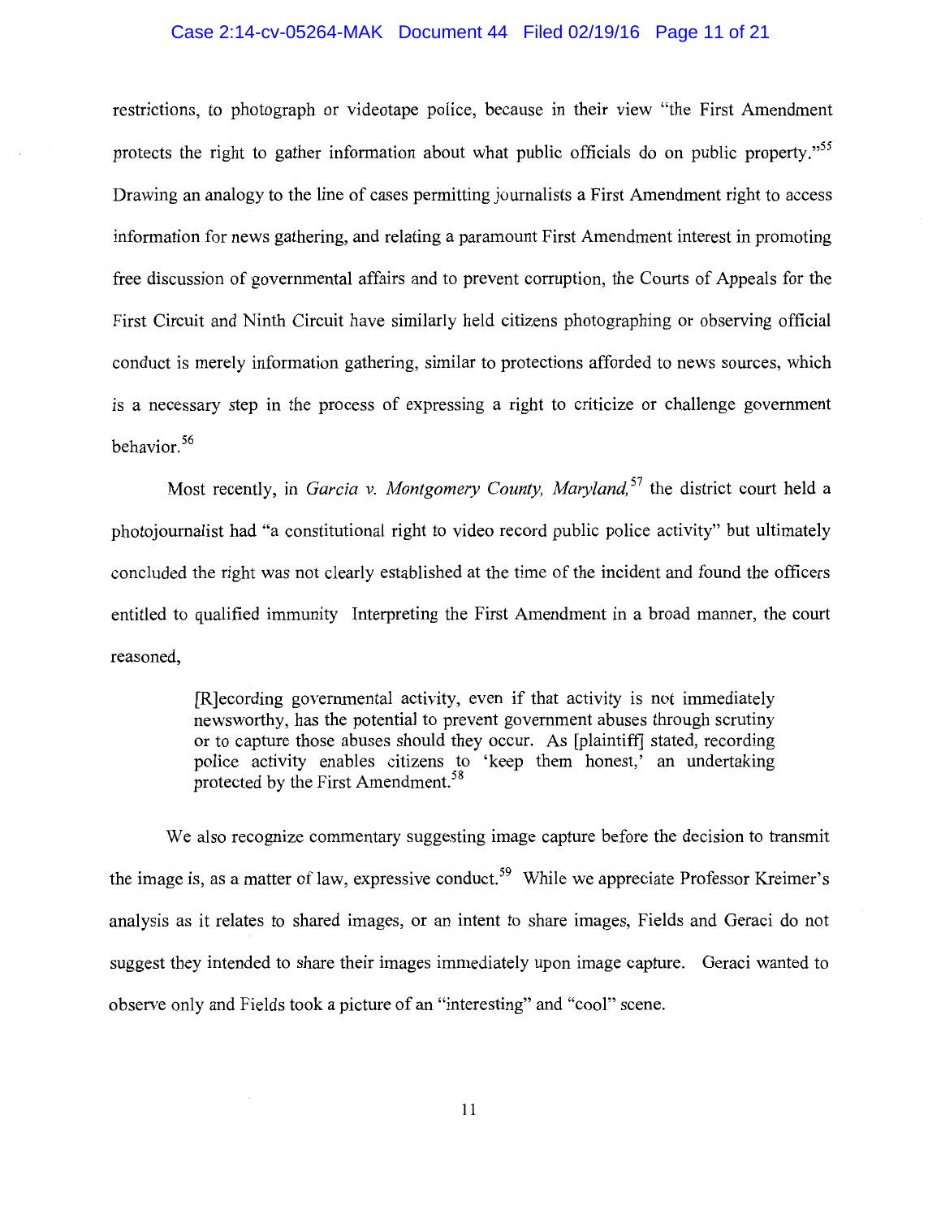restrictions, to photograph or videotape police, because in their view "the First Amendment protects the right to gather information about what public officials do on public property."[55] Drawing an analogy to the line of cases permitting journalists a First Amendment right to access information for news gathering, and relating a paramount First Amendment interest in promoting free discussion of governmental affairs and to prevent corruption, the Courts of Appeals for the First Circuit and Ninth Circuit have similarly held citizens photographing or observing official conduct is merely information gathering, similar to protections afforded to news sources, which is a necessary step in the process of expressing a right to criticize or challenge government behavior.[56]

Most recently, in *Garcia v. Montgomery County, Maryland,*[57] the district court held a photojournalist had "a constitutional right to video record public police activity" but ultimately concluded the right was not clearly established at the time of the incident and found the officers entitled to qualified immunity Interpreting the First Amendment in a broad manner, the court reasoned,

> [R]ecording governmental activity, even if that activity is not immediately newsworthy, has the potential to prevent government abuses through scrutiny or to capture those abuses should they occur. As [plaintiff] stated, recording police activity enables citizens to 'keep them honest,' an undertaking protected by the First Amendment.[58]

We also recognize commentary suggesting image capture before the decision to transmit the image is, as a matter of law, expressive conduct.[59] While we appreciate Professor Kreimer's analysis as it relates to shared images, or an intent to share images, Fields and Geraci do not suggest they intended to share their images immediately upon image capture. Geraci wanted to observe only and Fields took a picture of an "interesting" and "cool" scene.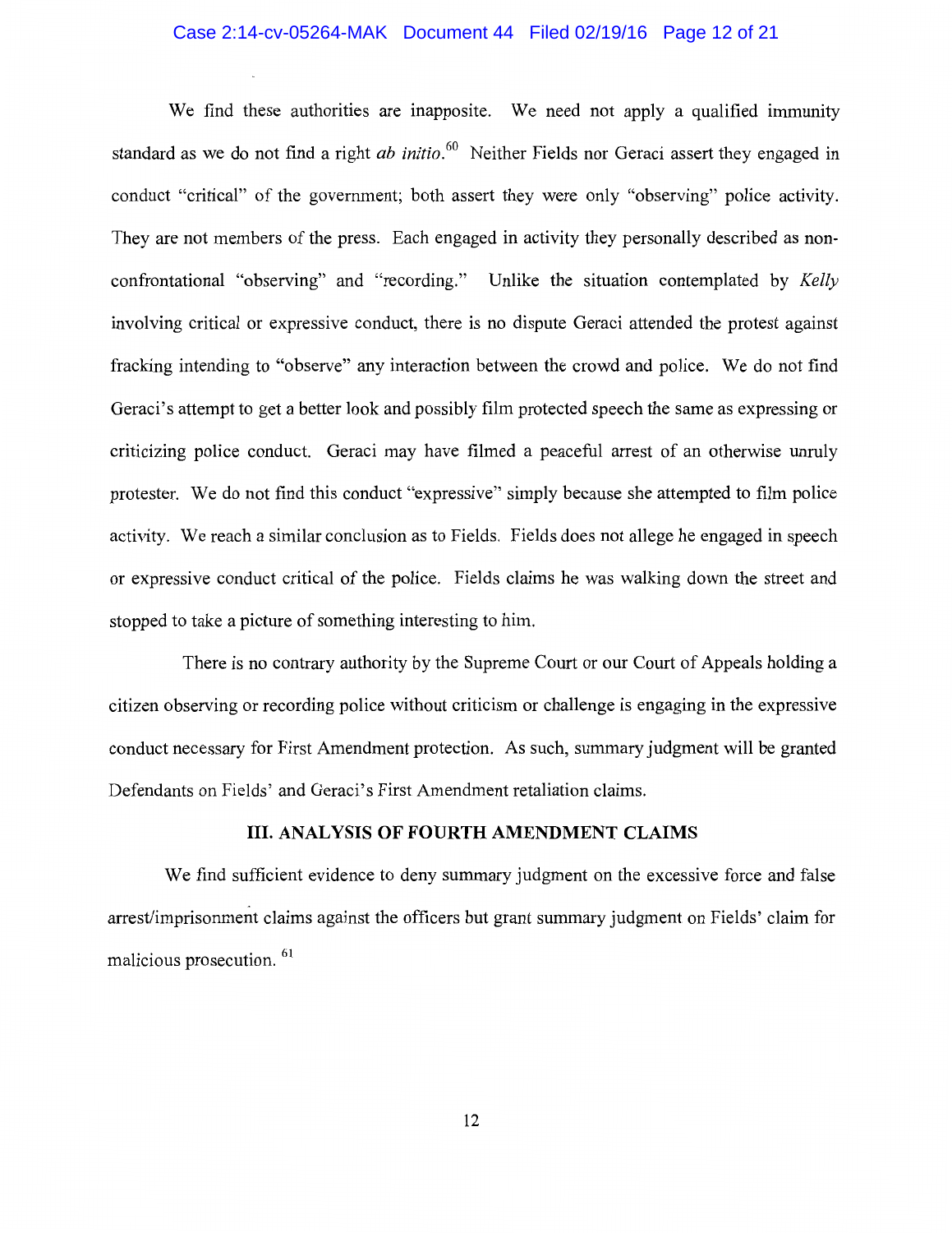We find these authorities are inapposite. We need not apply a qualified immunity standard as we do not find a right *ab initio*.[60] Neither Fields nor Geraci assert they engaged in conduct "critical" of the government; both assert they were only "observing" police activity. They are not members of the press. Each engaged in activity they personally described as non-confrontational "observing" and "recording." Unlike the situation contemplated by *Kelly* involving critical or expressive conduct, there is no dispute Geraci attended the protest against fracking intending to "observe" any interaction between the crowd and police. We do not find Geraci's attempt to get a better look and possibly film protected speech the same as expressing or criticizing police conduct. Geraci may have filmed a peaceful arrest of an otherwise unruly protester. We do not find this conduct "expressive" simply because she attempted to film police activity. We reach a similar conclusion as to Fields. Fields does not allege he engaged in speech or expressive conduct critical of the police. Fields claims he was walking down the street and stopped to take a picture of something interesting to him.

There is no contrary authority by the Supreme Court or our Court of Appeals holding a citizen observing or recording police without criticism or challenge is engaging in the expressive conduct necessary for First Amendment protection. As such, summary judgment will be granted Defendants on Fields' and Geraci's First Amendment retaliation claims.

## III. ANALYSIS OF FOURTH AMENDMENT CLAIMS

We find sufficient evidence to deny summary judgment on the excessive force and false arrest/imprisonment claims against the officers but grant summary judgment on Fields' claim for malicious prosecution.[61]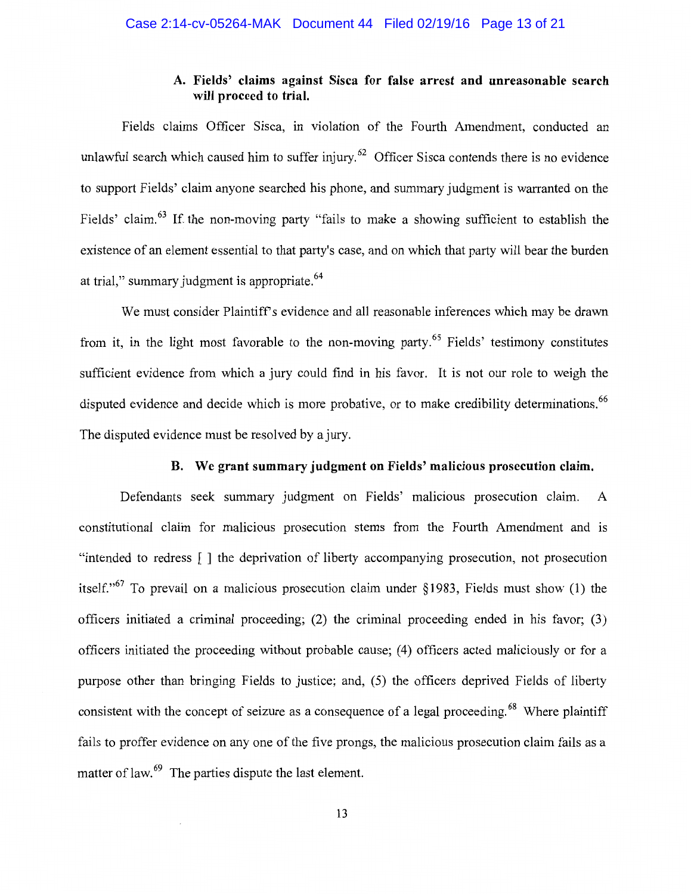### A. Fields' claims against Sisca for false arrest and unreasonable search will proceed to trial.

Fields claims Officer Sisca, in violation of the Fourth Amendment, conducted an unlawful search which caused him to suffer injury.[62] Officer Sisca contends there is no evidence to support Fields' claim anyone searched his phone, and summary judgment is warranted on the Fields' claim.[63] If the non-moving party "fails to make a showing sufficient to establish the existence of an element essential to that party's case, and on which that party will bear the burden at trial," summary judgment is appropriate.[64]

We must consider Plaintiff's evidence and all reasonable inferences which may be drawn from it, in the light most favorable to the non-moving party.[65] Fields' testimony constitutes sufficient evidence from which a jury could find in his favor. It is not our role to weigh the disputed evidence and decide which is more probative, or to make credibility determinations.[66] The disputed evidence must be resolved by a jury.

### B. We grant summary judgment on Fields' malicious prosecution claim.

Defendants seek summary judgment on Fields' malicious prosecution claim. A constitutional claim for malicious prosecution stems from the Fourth Amendment and is "intended to redress [ ] the deprivation of liberty accompanying prosecution, not prosecution itself."[67] To prevail on a malicious prosecution claim under §1983, Fields must show (1) the officers initiated a criminal proceeding; (2) the criminal proceeding ended in his favor; (3) officers initiated the proceeding without probable cause; (4) officers acted maliciously or for a purpose other than bringing Fields to justice; and, (5) the officers deprived Fields of liberty consistent with the concept of seizure as a consequence of a legal proceeding.[68] Where plaintiff fails to proffer evidence on any one of the five prongs, the malicious prosecution claim fails as a matter of law.[69] The parties dispute the last element.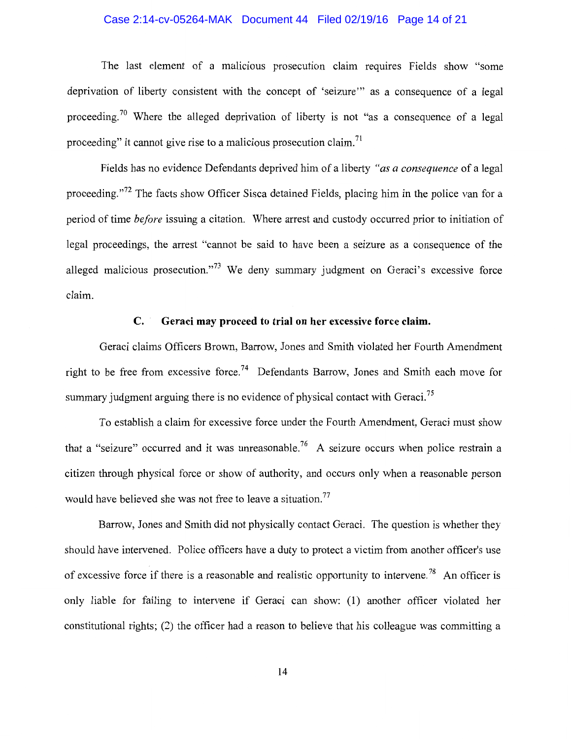The last element of a malicious prosecution claim requires Fields show "some deprivation of liberty consistent with the concept of 'seizure'" as a consequence of a legal proceeding.[70] Where the alleged deprivation of liberty is not "as a consequence of a legal proceeding" it cannot give rise to a malicious prosecution claim.[71]

Fields has no evidence Defendants deprived him of a liberty *"as a consequence* of a legal proceeding."[72] The facts show Officer Sisca detained Fields, placing him in the police van for a period of time *before* issuing a citation. Where arrest and custody occurred prior to initiation of legal proceedings, the arrest "cannot be said to have been a seizure as a consequence of the alleged malicious prosecution."[73] We deny summary judgment on Geraci's excessive force claim.

### C. Geraci may proceed to trial on her excessive force claim.

Geraci claims Officers Brown, Barrow, Jones and Smith violated her Fourth Amendment right to be free from excessive force.[74] Defendants Barrow, Jones and Smith each move for summary judgment arguing there is no evidence of physical contact with Geraci.[75]

To establish a claim for excessive force under the Fourth Amendment, Geraci must show that a "seizure" occurred and it was unreasonable.[76] A seizure occurs when police restrain a citizen through physical force or show of authority, and occurs only when a reasonable person would have believed she was not free to leave a situation.[77]

Barrow, Jones and Smith did not physically contact Geraci. The question is whether they should have intervened. Police officers have a duty to protect a victim from another officer's use of excessive force if there is a reasonable and realistic opportunity to intervene.[78] An officer is only liable for failing to intervene if Geraci can show: (1) another officer violated her constitutional rights; (2) the officer had a reason to believe that his colleague was committing a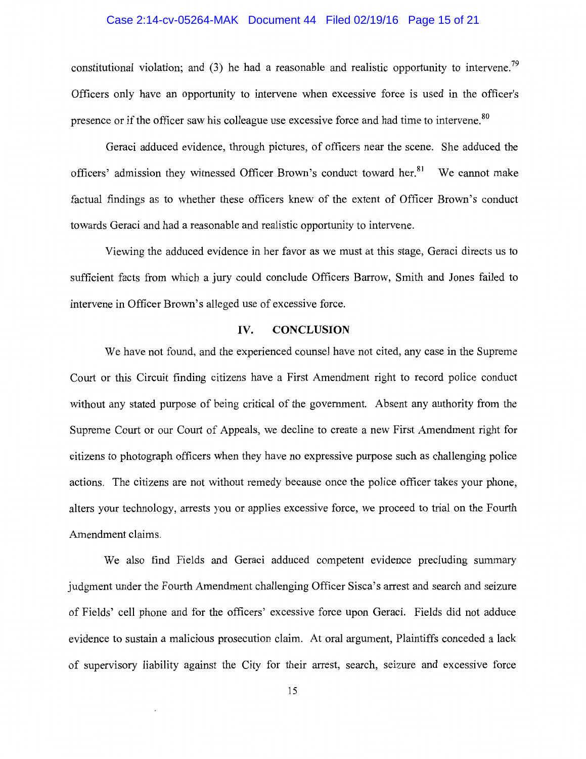constitutional violation; and (3) he had a reasonable and realistic opportunity to intervene.[79] Officers only have an opportunity to intervene when excessive force is used in the officer's presence or if the officer saw his colleague use excessive force and had time to intervene.[80]

Geraci adduced evidence, through pictures, of officers near the scene. She adduced the officers' admission they witnessed Officer Brown's conduct toward her.[81] We cannot make factual findings as to whether these officers knew of the extent of Officer Brown's conduct towards Geraci and had a reasonable and realistic opportunity to intervene.

Viewing the adduced evidence in her favor as we must at this stage, Geraci directs us to sufficient facts from which a jury could conclude Officers Barrow, Smith and Jones failed to intervene in Officer Brown's alleged use of excessive force.

## IV. CONCLUSION

We have not found, and the experienced counsel have not cited, any case in the Supreme Court or this Circuit finding citizens have a First Amendment right to record police conduct without any stated purpose of being critical of the government. Absent any authority from the Supreme Court or our Court of Appeals, we decline to create a new First Amendment right for citizens to photograph officers when they have no expressive purpose such as challenging police actions. The citizens are not without remedy because once the police officer takes your phone, alters your technology, arrests you or applies excessive force, we proceed to trial on the Fourth Amendment claims.

We also find Fields and Geraci adduced competent evidence precluding summary judgment under the Fourth Amendment challenging Officer Sisca's arrest and search and seizure of Fields' cell phone and for the officers' excessive force upon Geraci. Fields did not adduce evidence to sustain a malicious prosecution claim. At oral argument, Plaintiffs conceded a lack of supervisory liability against the City for their arrest, search, seizure and excessive force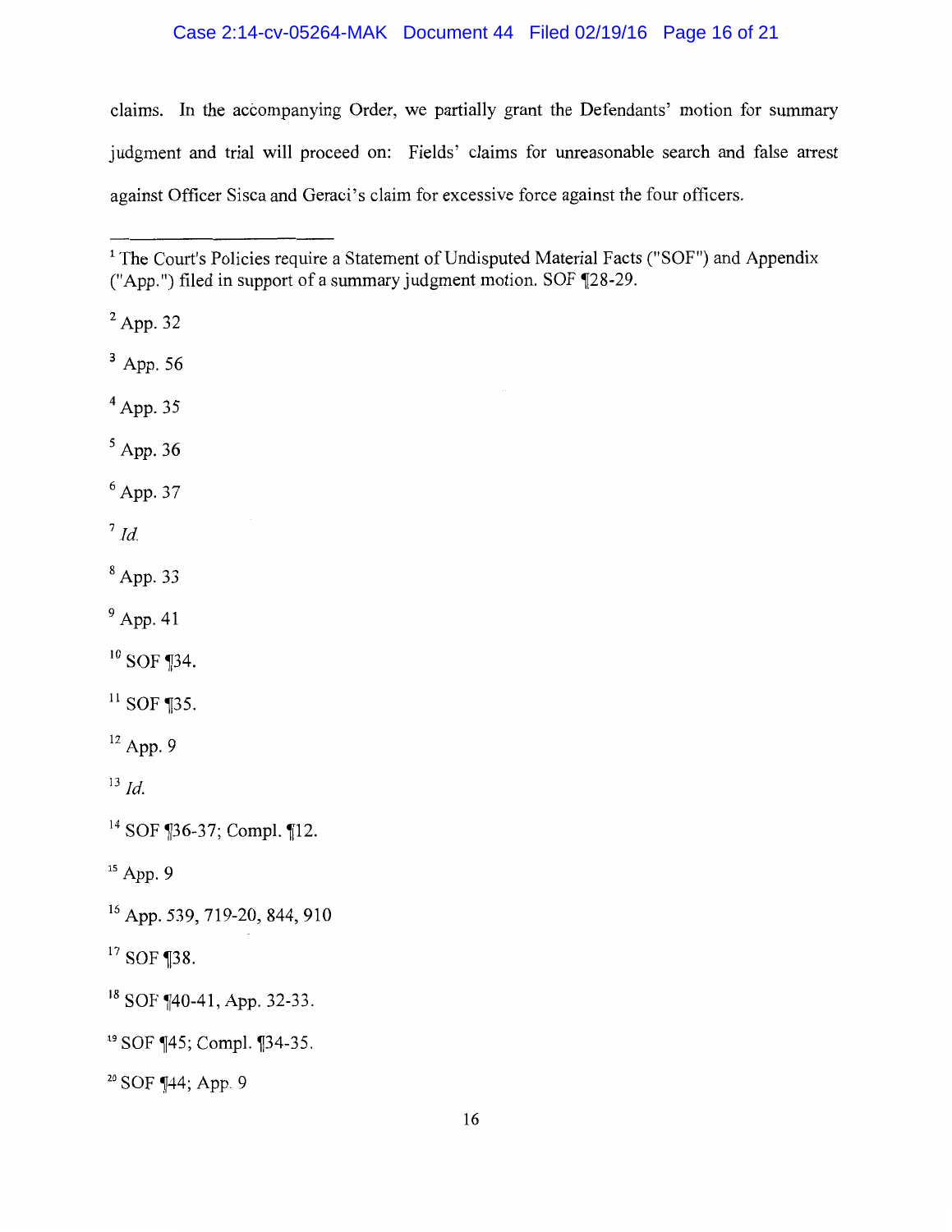claims. In the accompanying Order, we partially grant the Defendants' motion for summary judgment and trial will proceed on: Fields' claims for unreasonable search and false arrest against Officer Sisca and Geraci's claim for excessive force against the four officers.

---

[1] The Court's Policies require a Statement of Undisputed Material Facts ("SOF") and Appendix ("App.") filed in support of a summary judgment motion. SOF ¶28-29.

[2] App. 32

[3] App. 56

[4] App. 35

[5] App. 36

[6] App. 37

[7] *Id.*

[8] App. 33

[9] App. 41

[10] SOF ¶34.

[11] SOF ¶35.

[12] App. 9

[13] *Id.*

[14] SOF ¶36-37; Compl. ¶12.

[15] App. 9

[16] App. 539, 719-20, 844, 910

[17] SOF ¶38.

[18] SOF ¶40-41, App. 32-33.

[19] SOF ¶45; Compl. ¶34-35.

[20] SOF ¶44; App. 9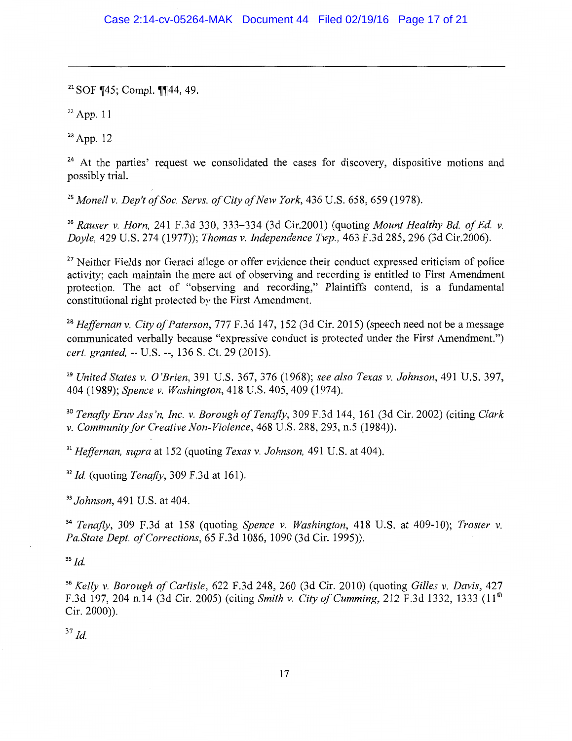[21] SOF ¶45; Compl. ¶¶44, 49.

[22] App. 11

[23] App. 12

[24] At the parties' request we consolidated the cases for discovery, dispositive motions and possibly trial.

[25] *Monell v. Dep't of Soc. Servs. of City of New York*, 436 U.S. 658, 659 (1978).

[26] *Rauser v. Horn*, 241 F.3d 330, 333–334 (3d Cir.2001) (quoting *Mount Healthy Bd. of Ed. v. Doyle*, 429 U.S. 274 (1977)); *Thomas v. Independence Twp.*, 463 F.3d 285, 296 (3d Cir.2006).

[27] Neither Fields nor Geraci allege or offer evidence their conduct expressed criticism of police activity; each maintain the mere act of observing and recording is entitled to First Amendment protection. The act of "observing and recording," Plaintiffs contend, is a fundamental constitutional right protected by the First Amendment.

[28] *Heffernan v. City of Paterson*, 777 F.3d 147, 152 (3d Cir. 2015) (speech need not be a message communicated verbally because "expressive conduct is protected under the First Amendment.") *cert. granted*, -- U.S. --, 136 S. Ct. 29 (2015).

[29] *United States v. O'Brien*, 391 U.S. 367, 376 (1968); *see also Texas v. Johnson*, 491 U.S. 397, 404 (1989); *Spence v. Washington*, 418 U.S. 405, 409 (1974).

[30] *Tenafly Eruv Ass'n, Inc. v. Borough of Tenafly*, 309 F.3d 144, 161 (3d Cir. 2002) (citing *Clark v. Community for Creative Non-Violence*, 468 U.S. 288, 293, n.5 (1984)).

[31] *Heffernan, supra* at 152 (quoting *Texas v. Johnson*, 491 U.S. at 404).

[32] *Id.* (quoting *Tenafly*, 309 F.3d at 161).

[33] *Johnson*, 491 U.S. at 404.

[34] *Tenafly*, 309 F.3d at 158 (quoting *Spence v. Washington*, 418 U.S. at 409-10); *Troster v. Pa.State Dept. of Corrections*, 65 F.3d 1086, 1090 (3d Cir. 1995)).

[35] *Id.*

[36] *Kelly v. Borough of Carlisle*, 622 F.3d 248, 260 (3d Cir. 2010) (quoting *Gilles v. Davis*, 427 F.3d 197, 204 n.14 (3d Cir. 2005) (citing *Smith v. City of Cumming*, 212 F.3d 1332, 1333 (11th Cir. 2000)).

[37] *Id.*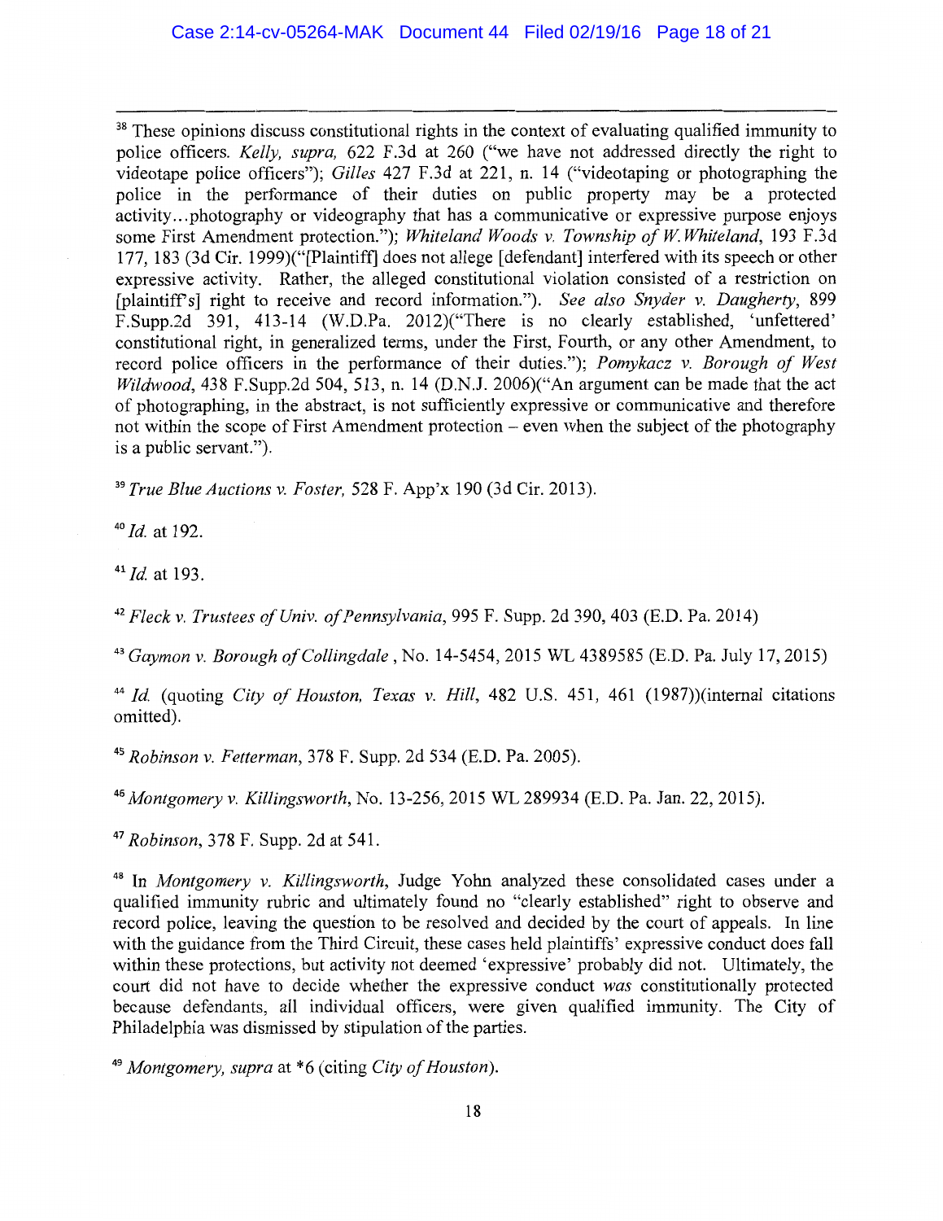[38] These opinions discuss constitutional rights in the context of evaluating qualified immunity to police officers. *Kelly, supra,* 622 F.3d at 260 ("we have not addressed directly the right to videotape police officers"); *Gilles* 427 F.3d at 221, n. 14 ("videotaping or photographing the police in the performance of their duties on public property may be a protected activity...photography or videography that has a communicative or expressive purpose enjoys some First Amendment protection."); *Whiteland Woods v. Township of W. Whiteland,* 193 F.3d 177, 183 (3d Cir. 1999)("[Plaintiff] does not allege [defendant] interfered with its speech or other expressive activity. Rather, the alleged constitutional violation consisted of a restriction on [plaintiff's] right to receive and record information."). *See also Snyder v. Daugherty,* 899 F.Supp.2d 391, 413-14 (W.D.Pa. 2012)("There is no clearly established, 'unfettered' constitutional right, in generalized terms, under the First, Fourth, or any other Amendment, to record police officers in the performance of their duties."); *Pomykacz v. Borough of West Wildwood,* 438 F.Supp.2d 504, 513, n. 14 (D.N.J. 2006)("An argument can be made that the act of photographing, in the abstract, is not sufficiently expressive or communicative and therefore not within the scope of First Amendment protection – even when the subject of the photography is a public servant.").

[39] *True Blue Auctions v. Foster,* 528 F. App'x 190 (3d Cir. 2013).

[40] *Id.* at 192.

[41] *Id.* at 193.

[42] *Fleck v. Trustees of Univ. of Pennsylvania,* 995 F. Supp. 2d 390, 403 (E.D. Pa. 2014)

[43] *Gaymon v. Borough of Collingdale* , No. 14-5454, 2015 WL 4389585 (E.D. Pa. July 17, 2015)

[44] *Id.* (quoting *City of Houston, Texas v. Hill,* 482 U.S. 451, 461 (1987))(internal citations omitted).

[45] *Robinson v. Fetterman,* 378 F. Supp. 2d 534 (E.D. Pa. 2005).

[46] *Montgomery v. Killingsworth,* No. 13-256, 2015 WL 289934 (E.D. Pa. Jan. 22, 2015).

[47] *Robinson,* 378 F. Supp. 2d at 541.

[48] In *Montgomery v. Killingsworth,* Judge Yohn analyzed these consolidated cases under a qualified immunity rubric and ultimately found no "clearly established" right to observe and record police, leaving the question to be resolved and decided by the court of appeals. In line with the guidance from the Third Circuit, these cases held plaintiffs' expressive conduct does fall within these protections, but activity not deemed 'expressive' probably did not. Ultimately, the court did not have to decide whether the expressive conduct *was* constitutionally protected because defendants, all individual officers, were given qualified immunity. The City of Philadelphia was dismissed by stipulation of the parties.

[49] *Montgomery, supra* at *6 (citing *City of Houston*).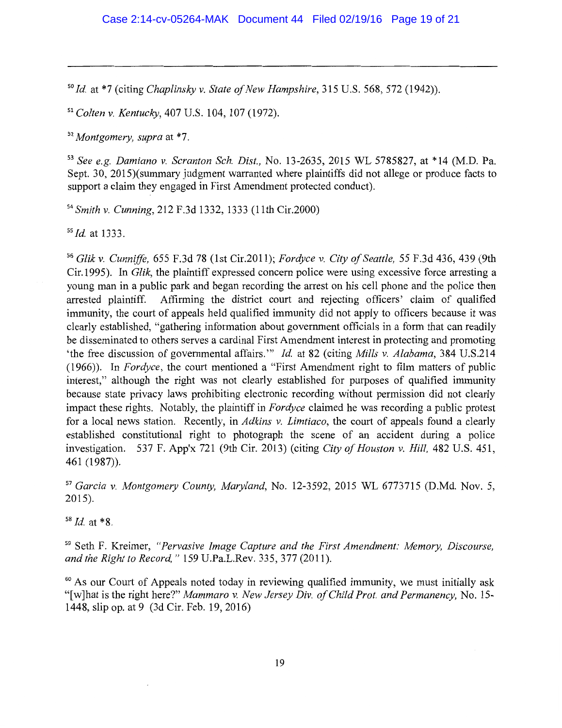[50] *Id.* at *7 (citing *Chaplinsky v. State of New Hampshire*, 315 U.S. 568, 572 (1942)).

[51] *Colten v. Kentucky*, 407 U.S. 104, 107 (1972).

[52] *Montgomery, supra* at *7.

[53] *See e.g. Damiano v. Scranton Sch. Dist.*, No. 13-2635, 2015 WL 5785827, at *14 (M.D. Pa. Sept. 30, 2015)(summary judgment warranted where plaintiffs did not allege or produce facts to support a claim they engaged in First Amendment protected conduct).

[54] *Smith v. Cunning*, 212 F.3d 1332, 1333 (11th Cir.2000)

[55] *Id.* at 1333.

[56] *Glik v. Cunniffe,* 655 F.3d 78 (1st Cir.2011); *Fordyce v. City of Seattle,* 55 F.3d 436, 439 (9th Cir.1995). In *Glik*, the plaintiff expressed concern police were using excessive force arresting a young man in a public park and began recording the arrest on his cell phone and the police then arrested plaintiff. Affirming the district court and rejecting officers' claim of qualified immunity, the court of appeals held qualified immunity did not apply to officers because it was clearly established, "gathering information about government officials in a form that can readily be disseminated to others serves a cardinal First Amendment interest in protecting and promoting 'the free discussion of governmental affairs.'" *Id.* at 82 (citing *Mills v. Alabama*, 384 U.S.214 (1966)). In *Fordyce*, the court mentioned a "First Amendment right to film matters of public interest," although the right was not clearly established for purposes of qualified immunity because state privacy laws prohibiting electronic recording without permission did not clearly impact these rights. Notably, the plaintiff in *Fordyce* claimed he was recording a public protest for a local news station. Recently, in *Adkins v. Limtiaco*, the court of appeals found a clearly established constitutional right to photograph the scene of an accident during a police investigation. 537 F. App'x 721 (9th Cir. 2013) (citing *City of Houston v. Hill,* 482 U.S. 451, 461 (1987)).

[57] *Garcia v. Montgomery County, Maryland*, No. 12-3592, 2015 WL 6773715 (D.Md. Nov. 5, 2015).

[58] *Id.* at *8.

[59] Seth F. Kreimer, *"Pervasive Image Capture and the First Amendment: Memory, Discourse, and the Right to Record,"* 159 U.Pa.L.Rev. 335, 377 (2011).

[60] As our Court of Appeals noted today in reviewing qualified immunity, we must initially ask "[w]hat is the right here?" *Mammaro v. New Jersey Div. of Child Prot. and Permanency,* No. 15-1448, slip op. at 9 (3d Cir. Feb. 19, 2016)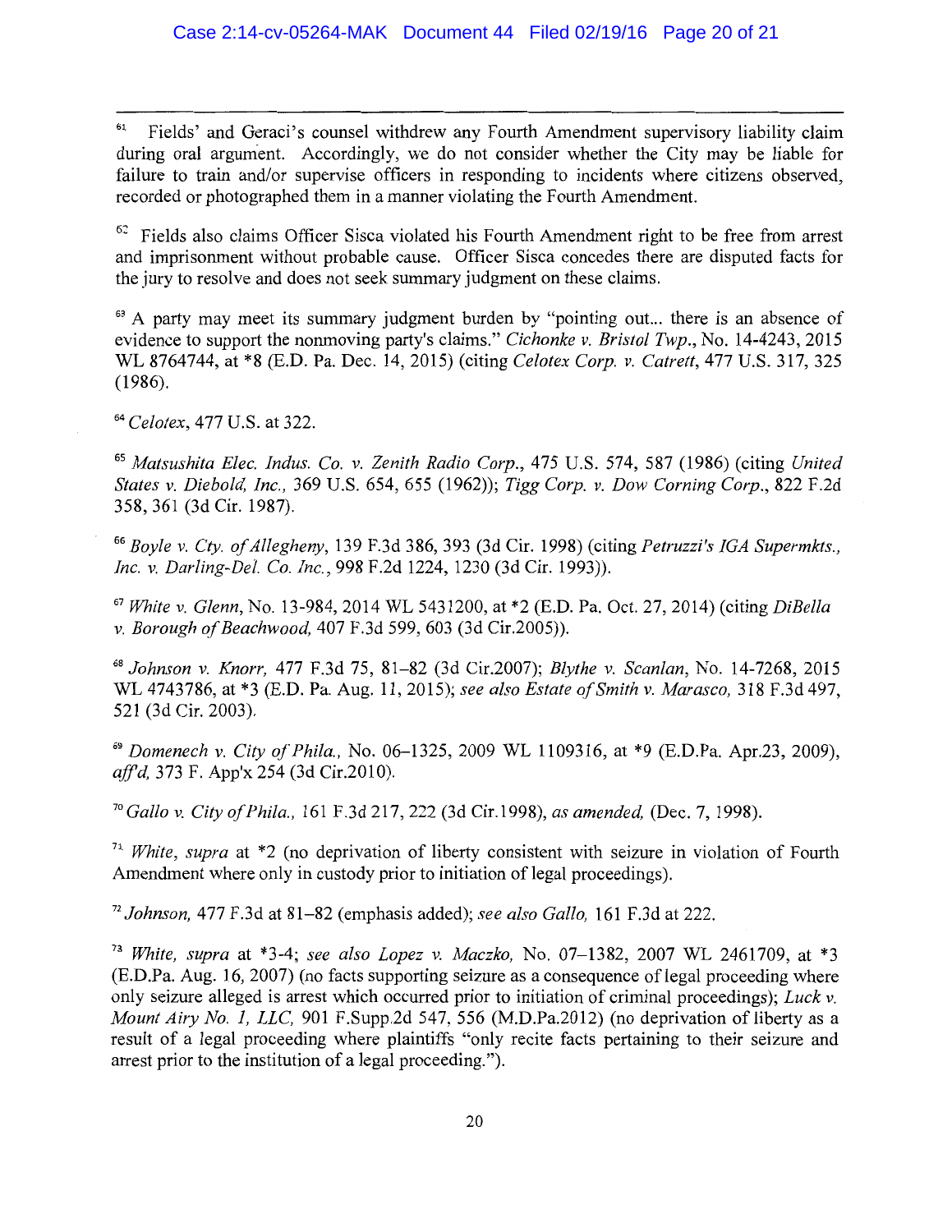[61] Fields' and Geraci's counsel withdrew any Fourth Amendment supervisory liability claim during oral argument. Accordingly, we do not consider whether the City may be liable for failure to train and/or supervise officers in responding to incidents where citizens observed, recorded or photographed them in a manner violating the Fourth Amendment.

[62] Fields also claims Officer Sisca violated his Fourth Amendment right to be free from arrest and imprisonment without probable cause. Officer Sisca concedes there are disputed facts for the jury to resolve and does not seek summary judgment on these claims.

[63] A party may meet its summary judgment burden by "pointing out... there is an absence of evidence to support the nonmoving party's claims." *Cichonke v. Bristol Twp.*, No. 14-4243, 2015 WL 8764744, at *8 (E.D. Pa. Dec. 14, 2015) (citing *Celotex Corp. v. Catrett*, 477 U.S. 317, 325 (1986).

[64] *Celotex*, 477 U.S. at 322.

[65] *Matsushita Elec. Indus. Co. v. Zenith Radio Corp.*, 475 U.S. 574, 587 (1986) (citing *United States v. Diebold, Inc.*, 369 U.S. 654, 655 (1962)); *Tigg Corp. v. Dow Corning Corp.*, 822 F.2d 358, 361 (3d Cir. 1987).

[66] *Boyle v. Cty. of Allegheny*, 139 F.3d 386, 393 (3d Cir. 1998) (citing *Petruzzi's IGA Supermkts., Inc. v. Darling-Del. Co. Inc.*, 998 F.2d 1224, 1230 (3d Cir. 1993)).

[67] *White v. Glenn*, No. 13-984, 2014 WL 5431200, at *2 (E.D. Pa. Oct. 27, 2014) (citing *DiBella v. Borough of Beachwood*, 407 F.3d 599, 603 (3d Cir.2005)).

[68] *Johnson v. Knorr*, 477 F.3d 75, 81–82 (3d Cir.2007); *Blythe v. Scanlan*, No. 14-7268, 2015 WL 4743786, at *3 (E.D. Pa. Aug. 11, 2015); *see also Estate of Smith v. Marasco*, 318 F.3d 497, 521 (3d Cir. 2003).

[69] *Domenech v. City of Phila.*, No. 06–1325, 2009 WL 1109316, at *9 (E.D.Pa. Apr.23, 2009), *aff'd*, 373 F. App'x 254 (3d Cir.2010).

[70] *Gallo v. City of Phila.*, 161 F.3d 217, 222 (3d Cir.1998), *as amended*, (Dec. 7, 1998).

[71] *White*, *supra* at *2 (no deprivation of liberty consistent with seizure in violation of Fourth Amendment where only in custody prior to initiation of legal proceedings).

[72] *Johnson*, 477 F.3d at 81–82 (emphasis added); *see also Gallo*, 161 F.3d at 222.

[73] *White*, *supra* at *3-4; *see also Lopez v. Maczko*, No. 07–1382, 2007 WL 2461709, at *3 (E.D.Pa. Aug. 16, 2007) (no facts supporting seizure as a consequence of legal proceeding where only seizure alleged is arrest which occurred prior to initiation of criminal proceedings); *Luck v. Mount Airy No. 1, LLC*, 901 F.Supp.2d 547, 556 (M.D.Pa.2012) (no deprivation of liberty as a result of a legal proceeding where plaintiffs "only recite facts pertaining to their seizure and arrest prior to the institution of a legal proceeding.").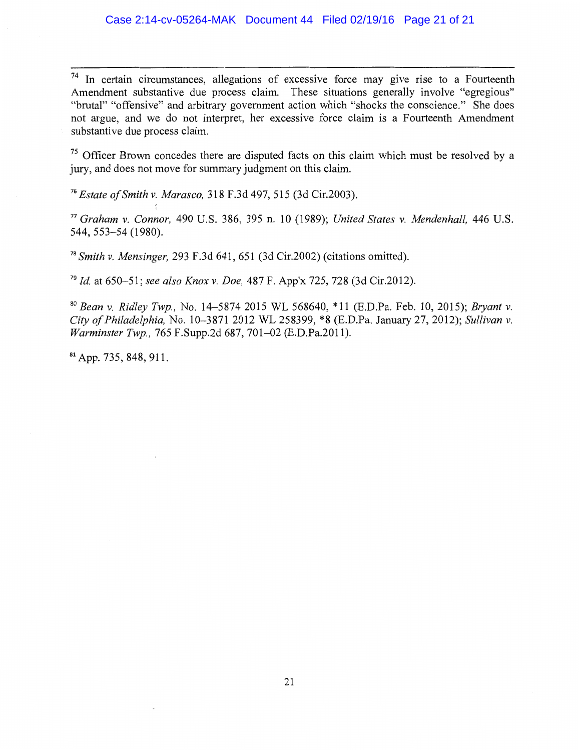[74] In certain circumstances, allegations of excessive force may give rise to a Fourteenth Amendment substantive due process claim. These situations generally involve "egregious" "brutal" "offensive" and arbitrary government action which "shocks the conscience." She does not argue, and we do not interpret, her excessive force claim is a Fourteenth Amendment substantive due process claim.

[75] Officer Brown concedes there are disputed facts on this claim which must be resolved by a jury, and does not move for summary judgment on this claim.

[76] *Estate of Smith v. Marasco,* 318 F.3d 497, 515 (3d Cir.2003).

[77] *Graham v. Connor,* 490 U.S. 386, 395 n. 10 (1989); *United States v. Mendenhall,* 446 U.S. 544, 553–54 (1980).

[78] *Smith v. Mensinger,* 293 F.3d 641, 651 (3d Cir.2002) (citations omitted).

[79] *Id.* at 650–51; *see also Knox v. Doe,* 487 F. App'x 725, 728 (3d Cir.2012).

[80] *Bean v. Ridley Twp.,* No. 14–5874 2015 WL 568640, *11 (E.D.Pa. Feb. 10, 2015); *Bryant v. City of Philadelphia,* No. 10–3871 2012 WL 258399, *8 (E.D.Pa. January 27, 2012); *Sullivan v. Warminster Twp.,* 765 F.Supp.2d 687, 701–02 (E.D.Pa.2011).

[81] App. 735, 848, 911.